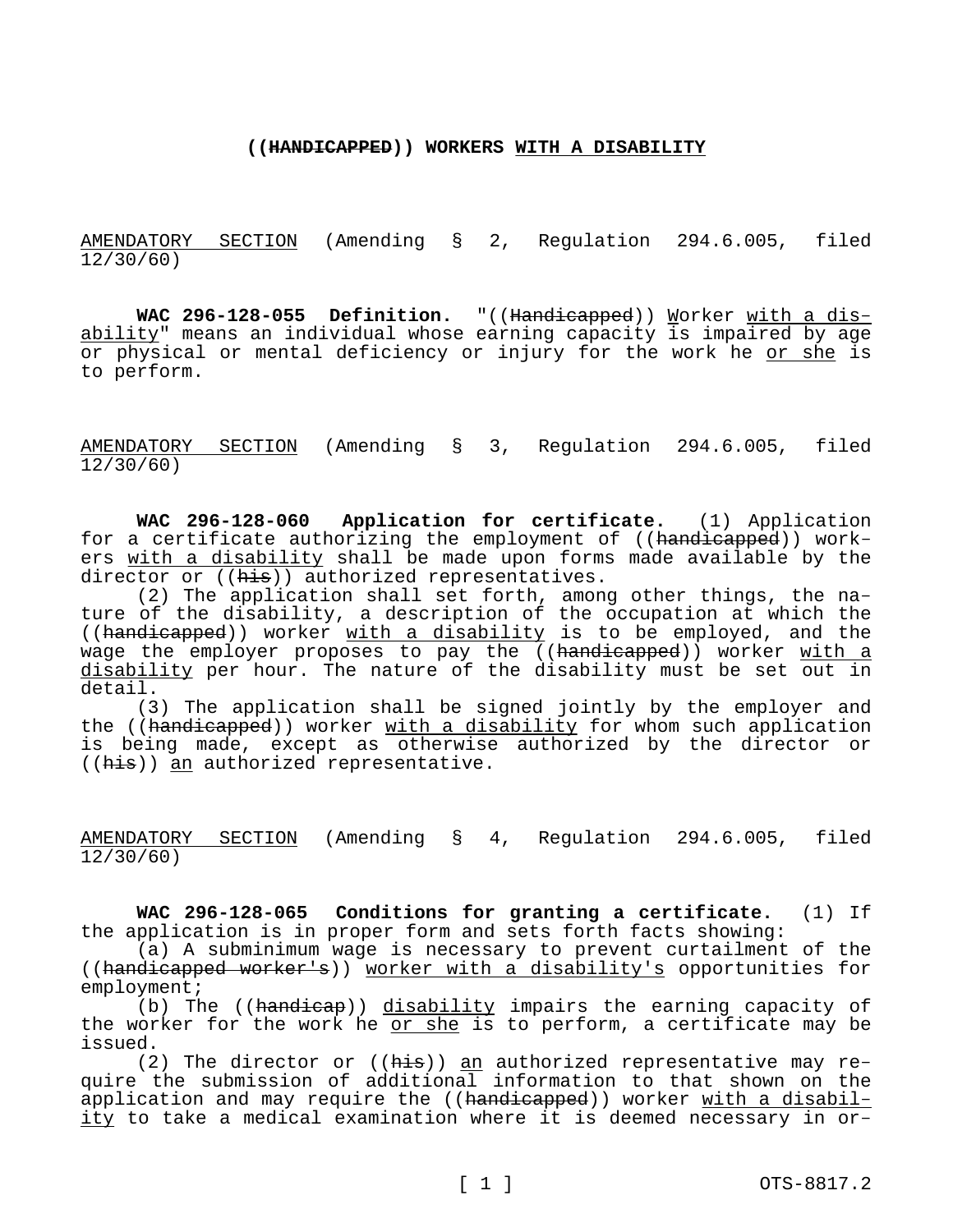**((~~HANDICAPPED~~)) WORKERS <u>WITH A DISABILITY</u>**

<u>AMENDATORY SECTION</u> (Amending § 2, Regulation 294.6.005, filed 12/30/60)

**WAC 296-128-055 Definition.** "((~~Handicapped~~)) <u>W</u>orker <u>with a disability</u>" means an individual whose earning capacity is impaired by age or physical or mental deficiency or injury for the work he <u>or she</u> is to perform.

<u>AMENDATORY SECTION</u> (Amending § 3, Regulation 294.6.005, filed 12/30/60)

**WAC 296-128-060 Application for certificate.** (1) Application for a certificate authorizing the employment of ((~~handicapped~~)) workers <u>with a disability</u> shall be made upon forms made available by the director or ((~~his~~)) authorized representatives.

(2) The application shall set forth, among other things, the nature of the disability, a description of the occupation at which the ((~~handicapped~~)) worker <u>with a disability</u> is to be employed, and the wage the employer proposes to pay the ((~~handicapped~~)) worker <u>with a disability</u> per hour. The nature of the disability must be set out in detail.

(3) The application shall be signed jointly by the employer and the ((~~handicapped~~)) worker <u>with a disability</u> for whom such application is being made, except as otherwise authorized by the director or ((~~his~~)) <u>an</u> authorized representative.

<u>AMENDATORY SECTION</u> (Amending § 4, Regulation 294.6.005, filed 12/30/60)

**WAC 296-128-065 Conditions for granting a certificate.** (1) If the application is in proper form and sets forth facts showing:

(a) A subminimum wage is necessary to prevent curtailment of the ((~~handicapped worker's~~)) <u>worker with a disability's</u> opportunities for employment;

(b) The ((~~handicap~~)) <u>disability</u> impairs the earning capacity of the worker for the work he <u>or she</u> is to perform, a certificate may be issued.

(2) The director or ((~~his~~)) <u>an</u> authorized representative may require the submission of additional information to that shown on the application and may require the ((~~handicapped~~)) worker <u>with a disability</u> to take a medical examination where it is deemed necessary in or-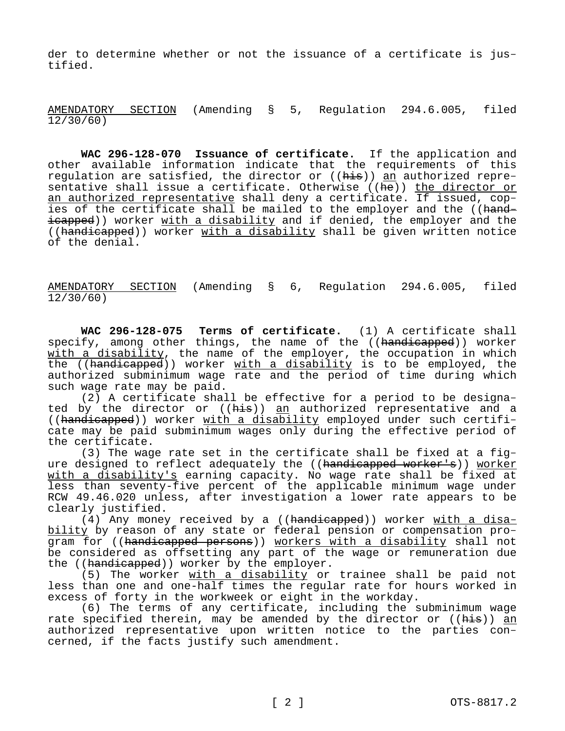der to determine whether or not the issuance of a certificate is justified.

AMENDATORY SECTION (Amending § 5, Regulation 294.6.005, filed 12/30/60)

**WAC 296-128-070 Issuance of certificate.** If the application and other available information indicate that the requirements of this regulation are satisfied, the director or ((~~his~~)) an authorized representative shall issue a certificate. Otherwise ((~~he~~)) the director or an authorized representative shall deny a certificate. If issued, copies of the certificate shall be mailed to the employer and the ((~~handicapped~~)) worker with a disability and if denied, the employer and the ((~~handicapped~~)) worker with a disability shall be given written notice of the denial.

AMENDATORY SECTION (Amending § 6, Regulation 294.6.005, filed 12/30/60)

**WAC 296-128-075 Terms of certificate.** (1) A certificate shall specify, among other things, the name of the ((~~handicapped~~)) worker with a disability, the name of the employer, the occupation in which the ((~~handicapped~~)) worker with a disability is to be employed, the authorized subminimum wage rate and the period of time during which such wage rate may be paid.

(2) A certificate shall be effective for a period to be designated by the director or ((~~his~~)) an authorized representative and a ((~~handicapped~~)) worker with a disability employed under such certificate may be paid subminimum wages only during the effective period of the certificate.

(3) The wage rate set in the certificate shall be fixed at a figure designed to reflect adequately the ((~~handicapped worker's~~)) worker with a disability's earning capacity. No wage rate shall be fixed at less than seventy-five percent of the applicable minimum wage under RCW 49.46.020 unless, after investigation a lower rate appears to be clearly justified.

(4) Any money received by a ((~~handicapped~~)) worker with a disability by reason of any state or federal pension or compensation program for ((~~handicapped persons~~)) workers with a disability shall not be considered as offsetting any part of the wage or remuneration due the ((~~handicapped~~)) worker by the employer.

(5) The worker with a disability or trainee shall be paid not less than one and one-half times the regular rate for hours worked in excess of forty in the workweek or eight in the workday.

(6) The terms of any certificate, including the subminimum wage rate specified therein, may be amended by the director or ((~~his~~)) an authorized representative upon written notice to the parties concerned, if the facts justify such amendment.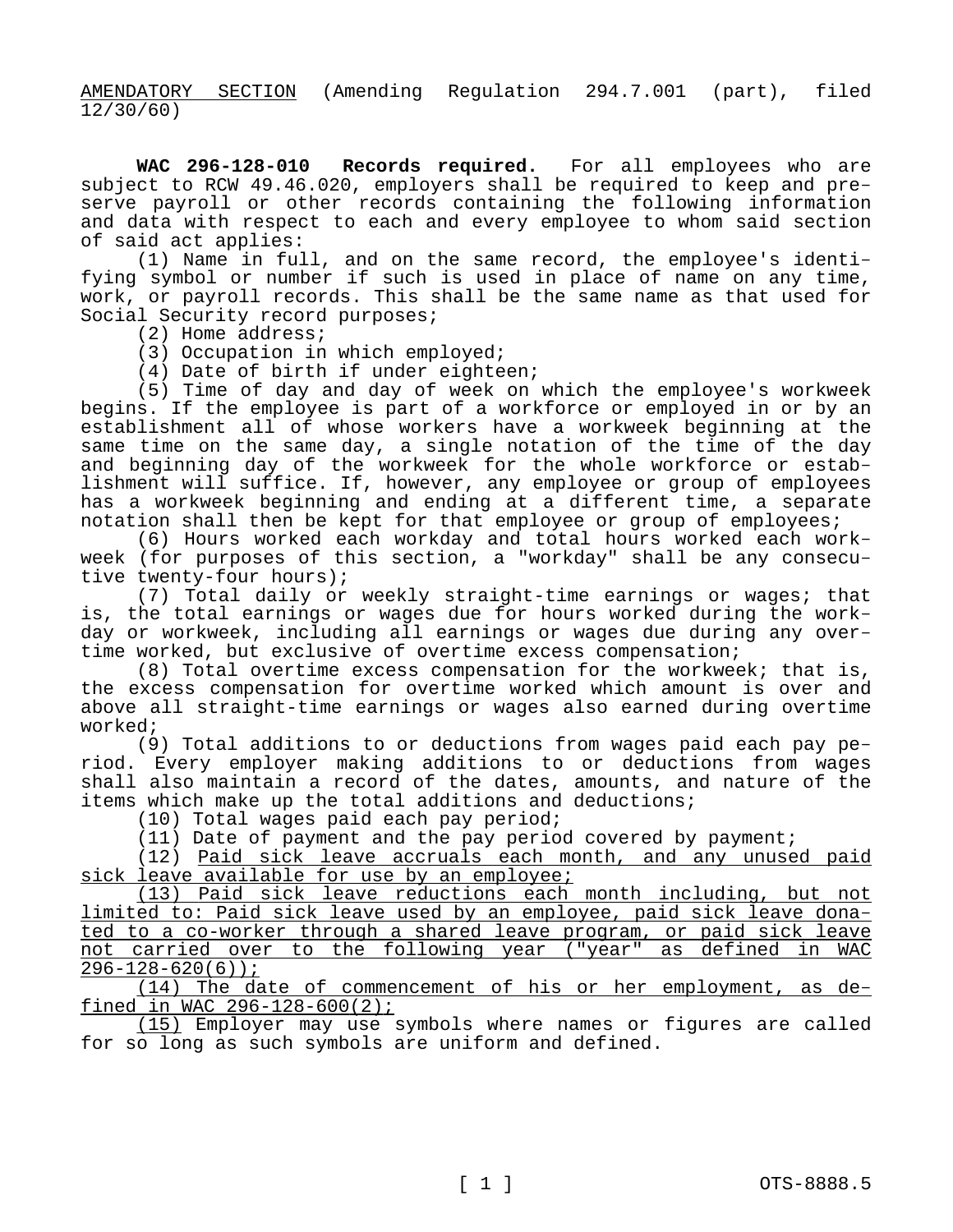<u>AMENDATORY SECTION</u> (Amending Regulation 294.7.001 (part), filed 12/30/60)

**WAC 296-128-010 Records required.** For all employees who are subject to RCW 49.46.020, employers shall be required to keep and preserve payroll or other records containing the following information and data with respect to each and every employee to whom said section of said act applies:

(1) Name in full, and on the same record, the employee's identifying symbol or number if such is used in place of name on any time, work, or payroll records. This shall be the same name as that used for Social Security record purposes;

(2) Home address;

(3) Occupation in which employed;

(4) Date of birth if under eighteen;

(5) Time of day and day of week on which the employee's workweek begins. If the employee is part of a workforce or employed in or by an establishment all of whose workers have a workweek beginning at the same time on the same day, a single notation of the time of the day and beginning day of the workweek for the whole workforce or establishment will suffice. If, however, any employee or group of employees has a workweek beginning and ending at a different time, a separate notation shall then be kept for that employee or group of employees;

(6) Hours worked each workday and total hours worked each workweek (for purposes of this section, a "workday" shall be any consecutive twenty-four hours);

(7) Total daily or weekly straight-time earnings or wages; that is, the total earnings or wages due for hours worked during the workday or workweek, including all earnings or wages due during any overtime worked, but exclusive of overtime excess compensation;

(8) Total overtime excess compensation for the workweek; that is, the excess compensation for overtime worked which amount is over and above all straight-time earnings or wages also earned during overtime worked;

(9) Total additions to or deductions from wages paid each pay period. Every employer making additions to or deductions from wages shall also maintain a record of the dates, amounts, and nature of the items which make up the total additions and deductions;

(10) Total wages paid each pay period;

(11) Date of payment and the pay period covered by payment;

(12) <u>Paid sick leave accruals each month, and any unused paid sick leave available for use by an employee;</u>

<u>(13) Paid sick leave reductions each month including, but not limited to: Paid sick leave used by an employee, paid sick leave donated to a co-worker through a shared leave program, or paid sick leave not carried over to the following year ("year" as defined in WAC 296-128-620(6));</u>

<u>(14) The date of commencement of his or her employment, as defined in WAC 296-128-600(2);</u>

<u>(15)</u> Employer may use symbols where names or figures are called for so long as such symbols are uniform and defined.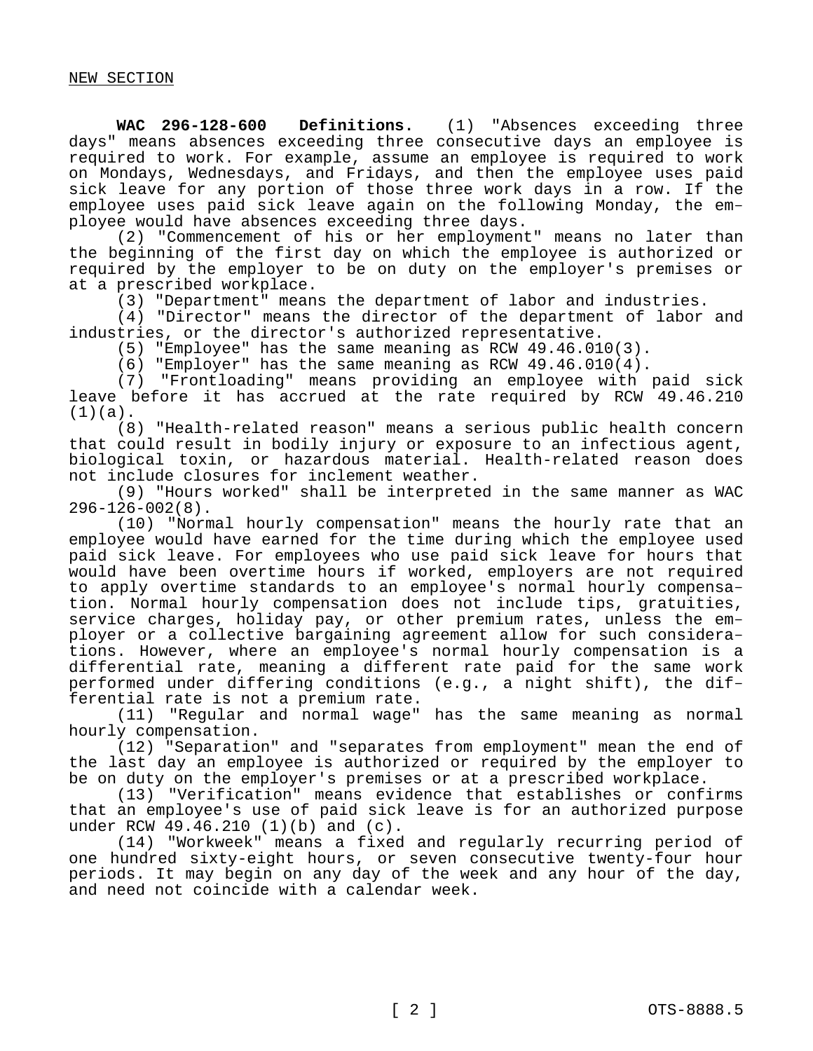NEW SECTION

**WAC 296-128-600 Definitions.** (1) "Absences exceeding three days" means absences exceeding three consecutive days an employee is required to work. For example, assume an employee is required to work on Mondays, Wednesdays, and Fridays, and then the employee uses paid sick leave for any portion of those three work days in a row. If the employee uses paid sick leave again on the following Monday, the employee would have absences exceeding three days.

(2) "Commencement of his or her employment" means no later than the beginning of the first day on which the employee is authorized or required by the employer to be on duty on the employer's premises or at a prescribed workplace.

(3) "Department" means the department of labor and industries.

(4) "Director" means the director of the department of labor and industries, or the director's authorized representative.

(5) "Employee" has the same meaning as RCW 49.46.010(3).

(6) "Employer" has the same meaning as RCW 49.46.010(4).

(7) "Frontloading" means providing an employee with paid sick leave before it has accrued at the rate required by RCW 49.46.210 (1)(a).

(8) "Health-related reason" means a serious public health concern that could result in bodily injury or exposure to an infectious agent, biological toxin, or hazardous material. Health-related reason does not include closures for inclement weather.

(9) "Hours worked" shall be interpreted in the same manner as WAC 296-126-002(8).

(10) "Normal hourly compensation" means the hourly rate that an employee would have earned for the time during which the employee used paid sick leave. For employees who use paid sick leave for hours that would have been overtime hours if worked, employers are not required to apply overtime standards to an employee's normal hourly compensation. Normal hourly compensation does not include tips, gratuities, service charges, holiday pay, or other premium rates, unless the employer or a collective bargaining agreement allow for such considerations. However, where an employee's normal hourly compensation is a differential rate, meaning a different rate paid for the same work performed under differing conditions (e.g., a night shift), the differential rate is not a premium rate.

(11) "Regular and normal wage" has the same meaning as normal hourly compensation.

(12) "Separation" and "separates from employment" mean the end of the last day an employee is authorized or required by the employer to be on duty on the employer's premises or at a prescribed workplace.

(13) "Verification" means evidence that establishes or confirms that an employee's use of paid sick leave is for an authorized purpose under RCW 49.46.210 (1)(b) and (c).

(14) "Workweek" means a fixed and regularly recurring period of one hundred sixty-eight hours, or seven consecutive twenty-four hour periods. It may begin on any day of the week and any hour of the day, and need not coincide with a calendar week.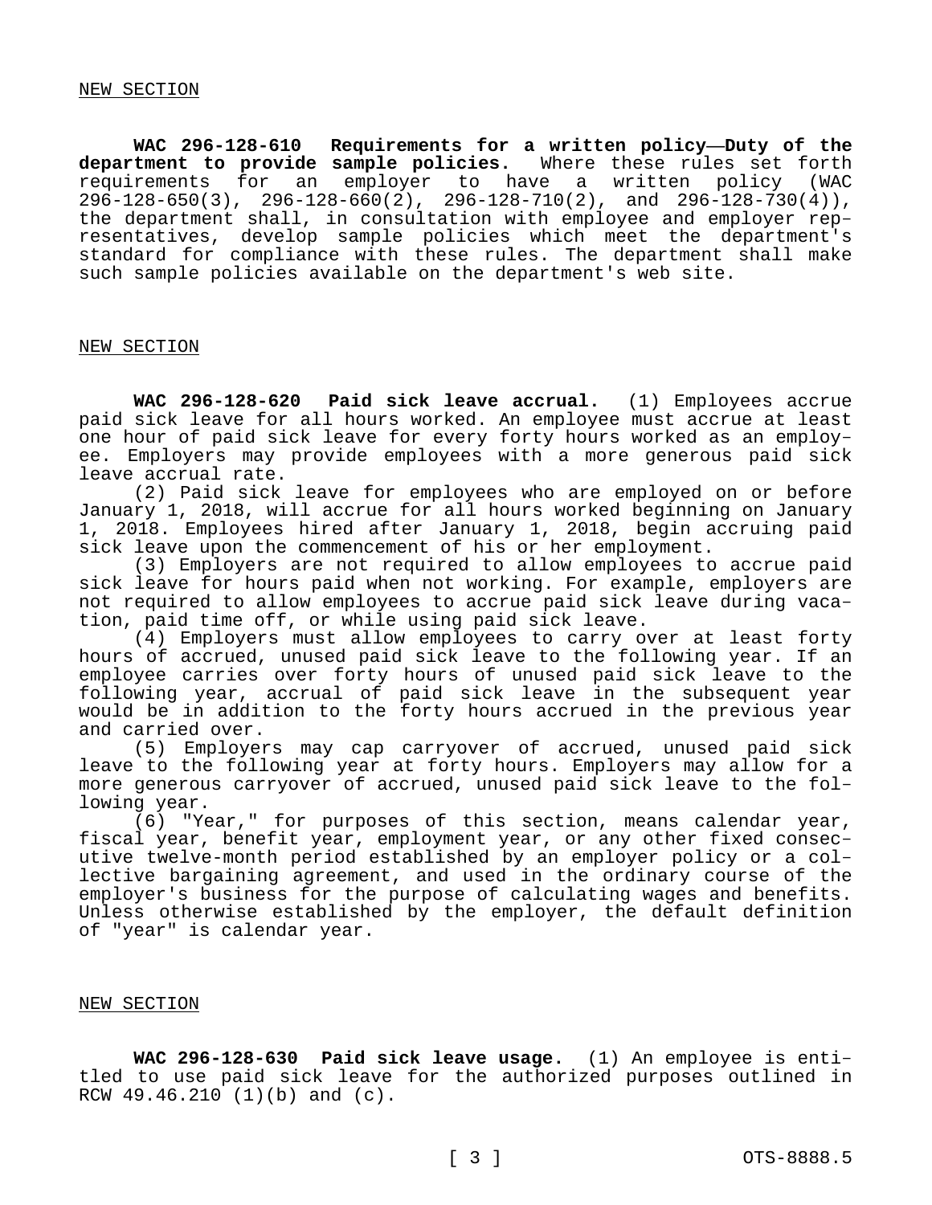NEW SECTION

**WAC 296-128-610 Requirements for a written policy—Duty of the department to provide sample policies.** Where these rules set forth requirements for an employer to have a written policy (WAC 296-128-650(3), 296-128-660(2), 296-128-710(2), and 296-128-730(4)), the department shall, in consultation with employee and employer representatives, develop sample policies which meet the department's standard for compliance with these rules. The department shall make such sample policies available on the department's web site.

NEW SECTION

**WAC 296-128-620 Paid sick leave accrual.** (1) Employees accrue paid sick leave for all hours worked. An employee must accrue at least one hour of paid sick leave for every forty hours worked as an employee. Employers may provide employees with a more generous paid sick leave accrual rate.

(2) Paid sick leave for employees who are employed on or before January 1, 2018, will accrue for all hours worked beginning on January 1, 2018. Employees hired after January 1, 2018, begin accruing paid sick leave upon the commencement of his or her employment.

(3) Employers are not required to allow employees to accrue paid sick leave for hours paid when not working. For example, employers are not required to allow employees to accrue paid sick leave during vacation, paid time off, or while using paid sick leave.

(4) Employers must allow employees to carry over at least forty hours of accrued, unused paid sick leave to the following year. If an employee carries over forty hours of unused paid sick leave to the following year, accrual of paid sick leave in the subsequent year would be in addition to the forty hours accrued in the previous year and carried over.

(5) Employers may cap carryover of accrued, unused paid sick leave to the following year at forty hours. Employers may allow for a more generous carryover of accrued, unused paid sick leave to the following year.

(6) "Year," for purposes of this section, means calendar year, fiscal year, benefit year, employment year, or any other fixed consecutive twelve-month period established by an employer policy or a collective bargaining agreement, and used in the ordinary course of the employer's business for the purpose of calculating wages and benefits. Unless otherwise established by the employer, the default definition of "year" is calendar year.

NEW SECTION

**WAC 296-128-630 Paid sick leave usage.** (1) An employee is entitled to use paid sick leave for the authorized purposes outlined in RCW 49.46.210 (1)(b) and (c).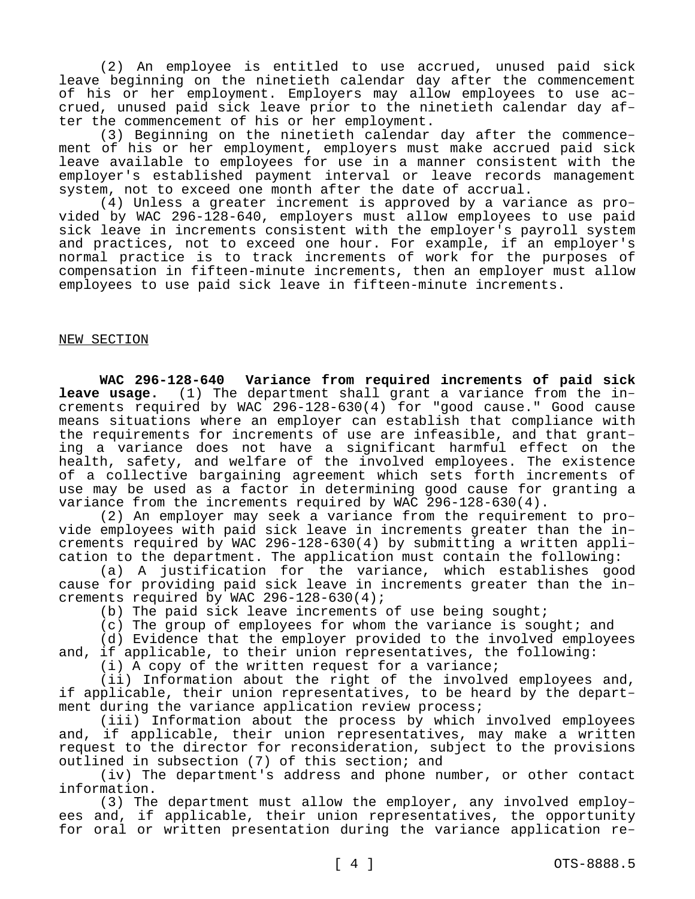(2) An employee is entitled to use accrued, unused paid sick leave beginning on the ninetieth calendar day after the commencement of his or her employment. Employers may allow employees to use accrued, unused paid sick leave prior to the ninetieth calendar day after the commencement of his or her employment.

(3) Beginning on the ninetieth calendar day after the commencement of his or her employment, employers must make accrued paid sick leave available to employees for use in a manner consistent with the employer's established payment interval or leave records management system, not to exceed one month after the date of accrual.

(4) Unless a greater increment is approved by a variance as provided by WAC 296-128-640, employers must allow employees to use paid sick leave in increments consistent with the employer's payroll system and practices, not to exceed one hour. For example, if an employer's normal practice is to track increments of work for the purposes of compensation in fifteen-minute increments, then an employer must allow employees to use paid sick leave in fifteen-minute increments.

NEW SECTION

**WAC 296-128-640 Variance from required increments of paid sick leave usage.** (1) The department shall grant a variance from the increments required by WAC 296-128-630(4) for "good cause." Good cause means situations where an employer can establish that compliance with the requirements for increments of use are infeasible, and that granting a variance does not have a significant harmful effect on the health, safety, and welfare of the involved employees. The existence of a collective bargaining agreement which sets forth increments of use may be used as a factor in determining good cause for granting a variance from the increments required by WAC 296-128-630(4).

(2) An employer may seek a variance from the requirement to provide employees with paid sick leave in increments greater than the increments required by WAC 296-128-630(4) by submitting a written application to the department. The application must contain the following:

(a) A justification for the variance, which establishes good cause for providing paid sick leave in increments greater than the increments required by WAC 296-128-630(4);

(b) The paid sick leave increments of use being sought;

(c) The group of employees for whom the variance is sought; and

(d) Evidence that the employer provided to the involved employees and, if applicable, to their union representatives, the following:

(i) A copy of the written request for a variance;

(ii) Information about the right of the involved employees and, if applicable, their union representatives, to be heard by the department during the variance application review process;

(iii) Information about the process by which involved employees and, if applicable, their union representatives, may make a written request to the director for reconsideration, subject to the provisions outlined in subsection (7) of this section; and

(iv) The department's address and phone number, or other contact information.

(3) The department must allow the employer, any involved employees and, if applicable, their union representatives, the opportunity for oral or written presentation during the variance application re-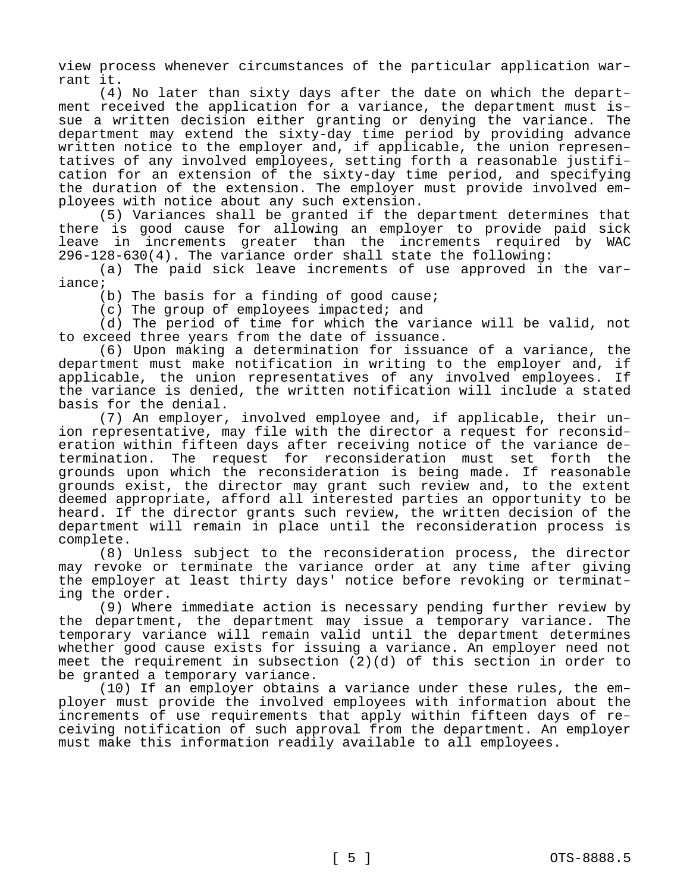view process whenever circumstances of the particular application warrant it.

(4) No later than sixty days after the date on which the department received the application for a variance, the department must issue a written decision either granting or denying the variance. The department may extend the sixty-day time period by providing advance written notice to the employer and, if applicable, the union representatives of any involved employees, setting forth a reasonable justification for an extension of the sixty-day time period, and specifying the duration of the extension. The employer must provide involved employees with notice about any such extension.

(5) Variances shall be granted if the department determines that there is good cause for allowing an employer to provide paid sick leave in increments greater than the increments required by WAC 296-128-630(4). The variance order shall state the following:

(a) The paid sick leave increments of use approved in the variance;

(b) The basis for a finding of good cause;

(c) The group of employees impacted; and

(d) The period of time for which the variance will be valid, not to exceed three years from the date of issuance.

(6) Upon making a determination for issuance of a variance, the department must make notification in writing to the employer and, if applicable, the union representatives of any involved employees. If the variance is denied, the written notification will include a stated basis for the denial.

(7) An employer, involved employee and, if applicable, their union representative, may file with the director a request for reconsideration within fifteen days after receiving notice of the variance determination. The request for reconsideration must set forth the grounds upon which the reconsideration is being made. If reasonable grounds exist, the director may grant such review and, to the extent deemed appropriate, afford all interested parties an opportunity to be heard. If the director grants such review, the written decision of the department will remain in place until the reconsideration process is complete.

(8) Unless subject to the reconsideration process, the director may revoke or terminate the variance order at any time after giving the employer at least thirty days' notice before revoking or terminating the order.

(9) Where immediate action is necessary pending further review by the department, the department may issue a temporary variance. The temporary variance will remain valid until the department determines whether good cause exists for issuing a variance. An employer need not meet the requirement in subsection (2)(d) of this section in order to be granted a temporary variance.

(10) If an employer obtains a variance under these rules, the employer must provide the involved employees with information about the increments of use requirements that apply within fifteen days of receiving notification of such approval from the department. An employer must make this information readily available to all employees.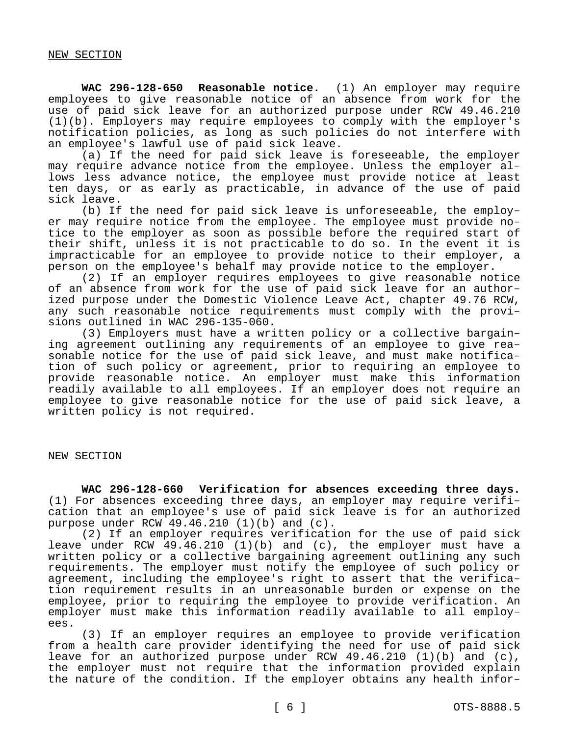NEW SECTION

**WAC 296-128-650 Reasonable notice.** (1) An employer may require employees to give reasonable notice of an absence from work for the use of paid sick leave for an authorized purpose under RCW 49.46.210 (1)(b). Employers may require employees to comply with the employer's notification policies, as long as such policies do not interfere with an employee's lawful use of paid sick leave.

(a) If the need for paid sick leave is foreseeable, the employer may require advance notice from the employee. Unless the employer allows less advance notice, the employee must provide notice at least ten days, or as early as practicable, in advance of the use of paid sick leave.

(b) If the need for paid sick leave is unforeseeable, the employer may require notice from the employee. The employee must provide notice to the employer as soon as possible before the required start of their shift, unless it is not practicable to do so. In the event it is impracticable for an employee to provide notice to their employer, a person on the employee's behalf may provide notice to the employer.

(2) If an employer requires employees to give reasonable notice of an absence from work for the use of paid sick leave for an authorized purpose under the Domestic Violence Leave Act, chapter 49.76 RCW, any such reasonable notice requirements must comply with the provisions outlined in WAC 296-135-060.

(3) Employers must have a written policy or a collective bargaining agreement outlining any requirements of an employee to give reasonable notice for the use of paid sick leave, and must make notification of such policy or agreement, prior to requiring an employee to provide reasonable notice. An employer must make this information readily available to all employees. If an employer does not require an employee to give reasonable notice for the use of paid sick leave, a written policy is not required.

NEW SECTION

**WAC 296-128-660 Verification for absences exceeding three days.** (1) For absences exceeding three days, an employer may require verification that an employee's use of paid sick leave is for an authorized purpose under RCW 49.46.210 (1)(b) and (c).

(2) If an employer requires verification for the use of paid sick leave under RCW 49.46.210 (1)(b) and (c), the employer must have a written policy or a collective bargaining agreement outlining any such requirements. The employer must notify the employee of such policy or agreement, including the employee's right to assert that the verification requirement results in an unreasonable burden or expense on the employee, prior to requiring the employee to provide verification. An employer must make this information readily available to all employees.

(3) If an employer requires an employee to provide verification from a health care provider identifying the need for use of paid sick leave for an authorized purpose under RCW 49.46.210 (1)(b) and (c), the employer must not require that the information provided explain the nature of the condition. If the employer obtains any health infor-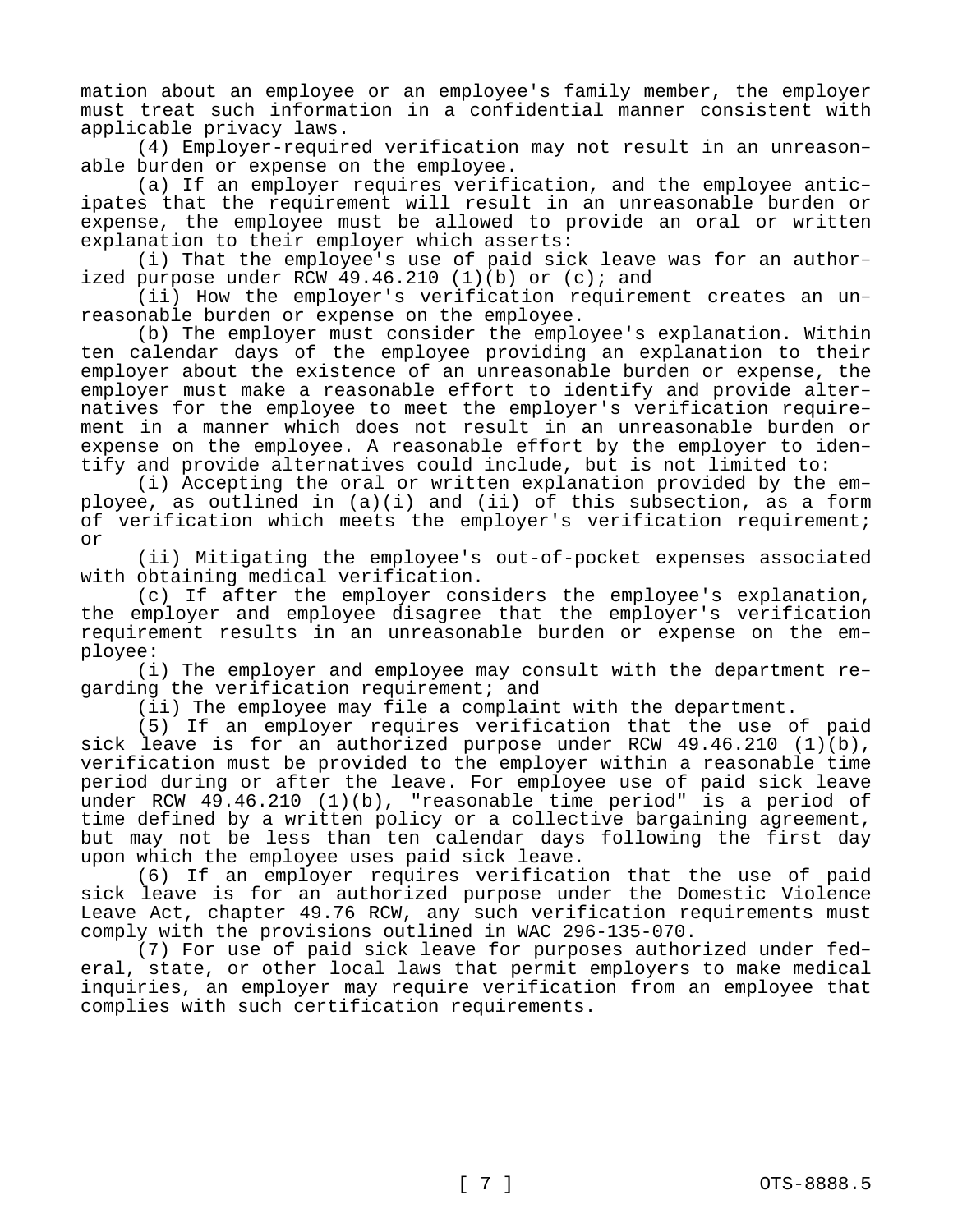mation about an employee or an employee's family member, the employer must treat such information in a confidential manner consistent with applicable privacy laws.

(4) Employer-required verification may not result in an unreasonable burden or expense on the employee.

(a) If an employer requires verification, and the employee anticipates that the requirement will result in an unreasonable burden or expense, the employee must be allowed to provide an oral or written explanation to their employer which asserts:

(i) That the employee's use of paid sick leave was for an authorized purpose under RCW 49.46.210 (1)(b) or (c); and

(ii) How the employer's verification requirement creates an unreasonable burden or expense on the employee.

(b) The employer must consider the employee's explanation. Within ten calendar days of the employee providing an explanation to their employer about the existence of an unreasonable burden or expense, the employer must make a reasonable effort to identify and provide alternatives for the employee to meet the employer's verification requirement in a manner which does not result in an unreasonable burden or expense on the employee. A reasonable effort by the employer to identify and provide alternatives could include, but is not limited to:

(i) Accepting the oral or written explanation provided by the employee, as outlined in (a)(i) and (ii) of this subsection, as a form of verification which meets the employer's verification requirement; or

(ii) Mitigating the employee's out-of-pocket expenses associated with obtaining medical verification.

(c) If after the employer considers the employee's explanation, the employer and employee disagree that the employer's verification requirement results in an unreasonable burden or expense on the employee:

(i) The employer and employee may consult with the department regarding the verification requirement; and

(ii) The employee may file a complaint with the department.

(5) If an employer requires verification that the use of paid sick leave is for an authorized purpose under RCW 49.46.210 (1)(b), verification must be provided to the employer within a reasonable time period during or after the leave. For employee use of paid sick leave under RCW 49.46.210 (1)(b), "reasonable time period" is a period of time defined by a written policy or a collective bargaining agreement, but may not be less than ten calendar days following the first day upon which the employee uses paid sick leave.

(6) If an employer requires verification that the use of paid sick leave is for an authorized purpose under the Domestic Violence Leave Act, chapter 49.76 RCW, any such verification requirements must comply with the provisions outlined in WAC 296-135-070.

(7) For use of paid sick leave for purposes authorized under federal, state, or other local laws that permit employers to make medical inquiries, an employer may require verification from an employee that complies with such certification requirements.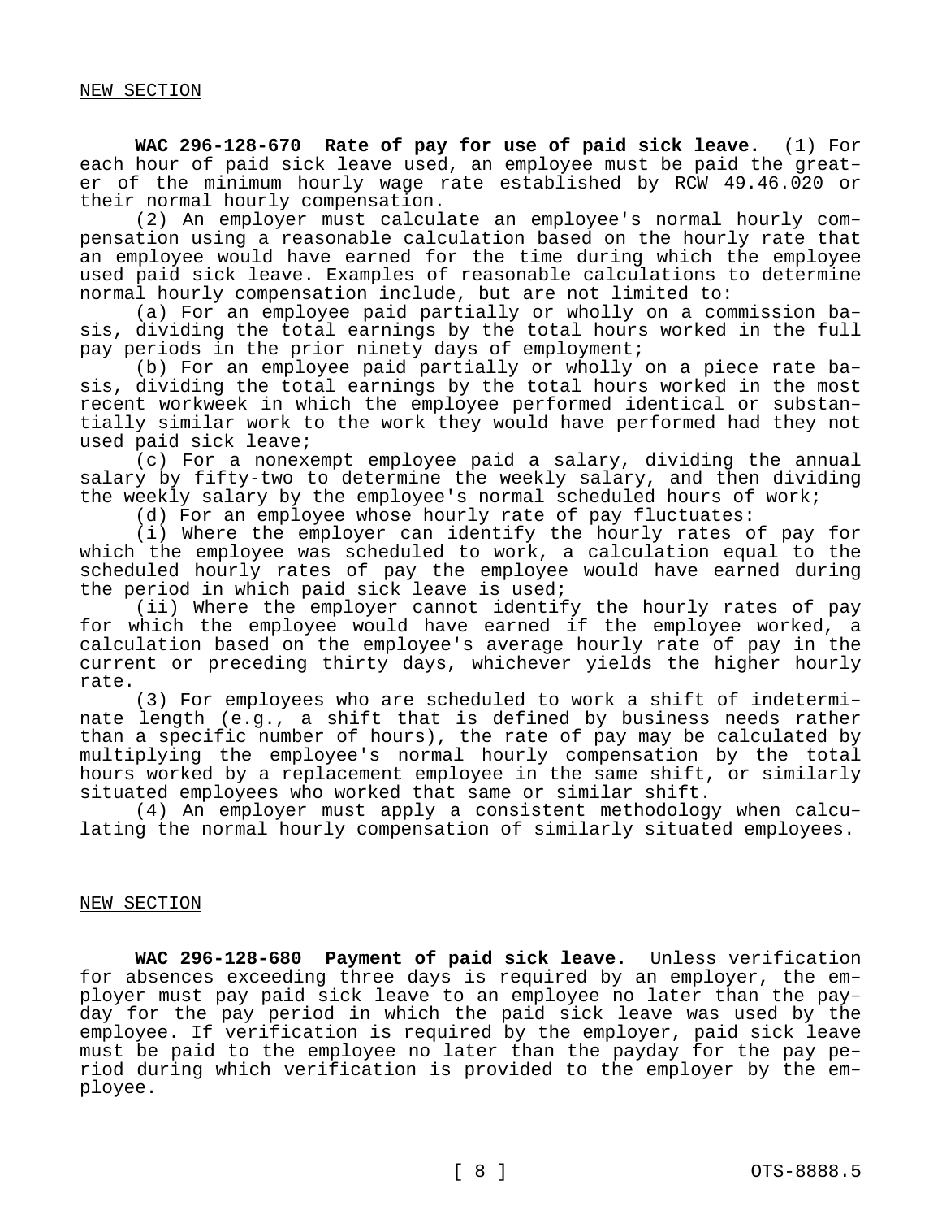NEW SECTION

**WAC 296-128-670 Rate of pay for use of paid sick leave.** (1) For each hour of paid sick leave used, an employee must be paid the greater of the minimum hourly wage rate established by RCW 49.46.020 or their normal hourly compensation.

(2) An employer must calculate an employee's normal hourly compensation using a reasonable calculation based on the hourly rate that an employee would have earned for the time during which the employee used paid sick leave. Examples of reasonable calculations to determine normal hourly compensation include, but are not limited to:

(a) For an employee paid partially or wholly on a commission basis, dividing the total earnings by the total hours worked in the full pay periods in the prior ninety days of employment;

(b) For an employee paid partially or wholly on a piece rate basis, dividing the total earnings by the total hours worked in the most recent workweek in which the employee performed identical or substantially similar work to the work they would have performed had they not used paid sick leave;

(c) For a nonexempt employee paid a salary, dividing the annual salary by fifty-two to determine the weekly salary, and then dividing the weekly salary by the employee's normal scheduled hours of work;

(d) For an employee whose hourly rate of pay fluctuates:

(i) Where the employer can identify the hourly rates of pay for which the employee was scheduled to work, a calculation equal to the scheduled hourly rates of pay the employee would have earned during the period in which paid sick leave is used;

(ii) Where the employer cannot identify the hourly rates of pay for which the employee would have earned if the employee worked, a calculation based on the employee's average hourly rate of pay in the current or preceding thirty days, whichever yields the higher hourly rate.

(3) For employees who are scheduled to work a shift of indeterminate length (e.g., a shift that is defined by business needs rather than a specific number of hours), the rate of pay may be calculated by multiplying the employee's normal hourly compensation by the total hours worked by a replacement employee in the same shift, or similarly situated employees who worked that same or similar shift.

(4) An employer must apply a consistent methodology when calculating the normal hourly compensation of similarly situated employees.

NEW SECTION

**WAC 296-128-680 Payment of paid sick leave.** Unless verification for absences exceeding three days is required by an employer, the employer must pay paid sick leave to an employee no later than the payday for the pay period in which the paid sick leave was used by the employee. If verification is required by the employer, paid sick leave must be paid to the employee no later than the payday for the pay period during which verification is provided to the employer by the employee.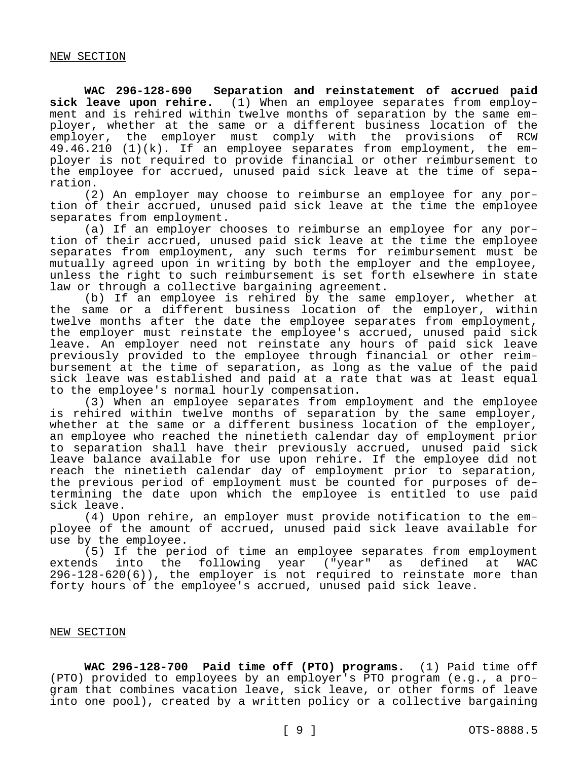NEW SECTION

**WAC 296-128-690 Separation and reinstatement of accrued paid sick leave upon rehire.** (1) When an employee separates from employment and is rehired within twelve months of separation by the same employer, whether at the same or a different business location of the employer, the employer must comply with the provisions of RCW 49.46.210 (1)(k). If an employee separates from employment, the employer is not required to provide financial or other reimbursement to the employee for accrued, unused paid sick leave at the time of separation.

(2) An employer may choose to reimburse an employee for any portion of their accrued, unused paid sick leave at the time the employee separates from employment.

(a) If an employer chooses to reimburse an employee for any portion of their accrued, unused paid sick leave at the time the employee separates from employment, any such terms for reimbursement must be mutually agreed upon in writing by both the employer and the employee, unless the right to such reimbursement is set forth elsewhere in state law or through a collective bargaining agreement.

(b) If an employee is rehired by the same employer, whether at the same or a different business location of the employer, within twelve months after the date the employee separates from employment, the employer must reinstate the employee's accrued, unused paid sick leave. An employer need not reinstate any hours of paid sick leave previously provided to the employee through financial or other reimbursement at the time of separation, as long as the value of the paid sick leave was established and paid at a rate that was at least equal to the employee's normal hourly compensation.

(3) When an employee separates from employment and the employee is rehired within twelve months of separation by the same employer, whether at the same or a different business location of the employer, an employee who reached the ninetieth calendar day of employment prior to separation shall have their previously accrued, unused paid sick leave balance available for use upon rehire. If the employee did not reach the ninetieth calendar day of employment prior to separation, the previous period of employment must be counted for purposes of determining the date upon which the employee is entitled to use paid sick leave.

(4) Upon rehire, an employer must provide notification to the employee of the amount of accrued, unused paid sick leave available for use by the employee.

(5) If the period of time an employee separates from employment extends into the following year ("year" as defined at WAC 296-128-620(6)), the employer is not required to reinstate more than forty hours of the employee's accrued, unused paid sick leave.

NEW SECTION

**WAC 296-128-700 Paid time off (PTO) programs.** (1) Paid time off (PTO) provided to employees by an employer's PTO program (e.g., a program that combines vacation leave, sick leave, or other forms of leave into one pool), created by a written policy or a collective bargaining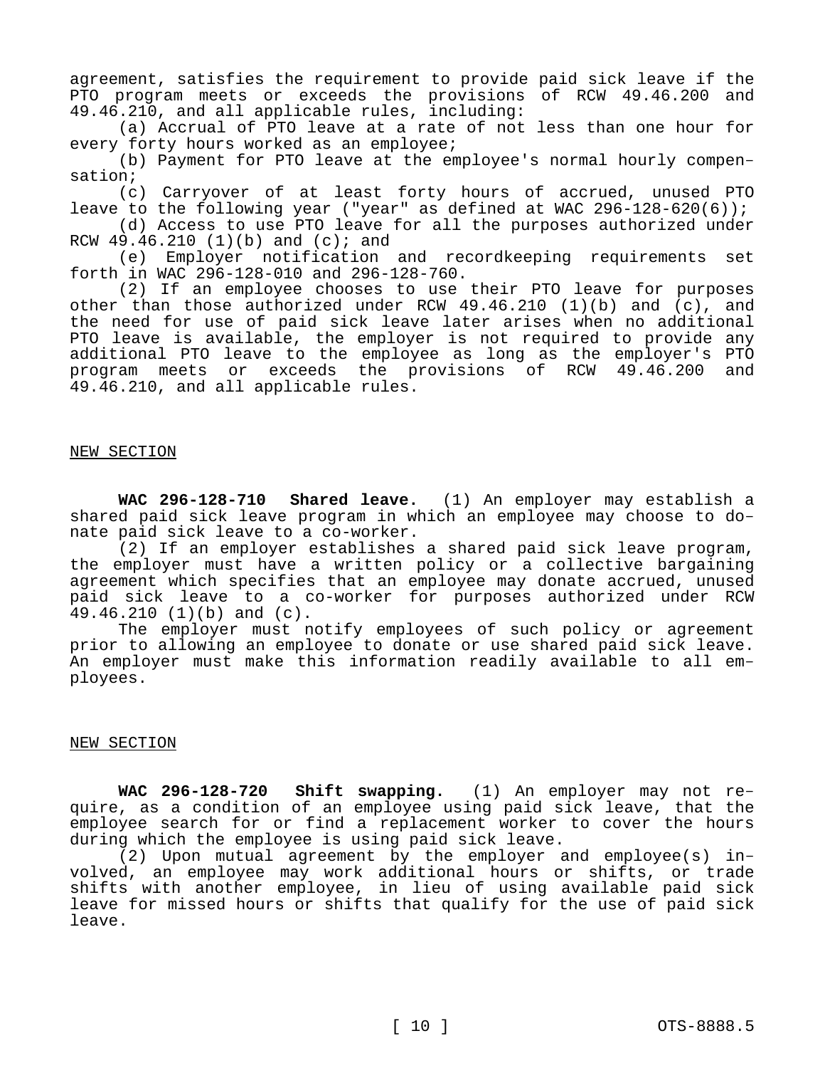agreement, satisfies the requirement to provide paid sick leave if the PTO program meets or exceeds the provisions of RCW 49.46.200 and 49.46.210, and all applicable rules, including:

(a) Accrual of PTO leave at a rate of not less than one hour for every forty hours worked as an employee;

(b) Payment for PTO leave at the employee's normal hourly compensation;

(c) Carryover of at least forty hours of accrued, unused PTO leave to the following year ("year" as defined at WAC 296-128-620(6));

(d) Access to use PTO leave for all the purposes authorized under RCW 49.46.210 (1)(b) and (c); and

(e) Employer notification and recordkeeping requirements set forth in WAC 296-128-010 and 296-128-760.

(2) If an employee chooses to use their PTO leave for purposes other than those authorized under RCW 49.46.210 (1)(b) and (c), and the need for use of paid sick leave later arises when no additional PTO leave is available, the employer is not required to provide any additional PTO leave to the employee as long as the employer's PTO program meets or exceeds the provisions of RCW 49.46.200 and 49.46.210, and all applicable rules.

NEW SECTION

**WAC 296-128-710 Shared leave.** (1) An employer may establish a shared paid sick leave program in which an employee may choose to donate paid sick leave to a co-worker.

(2) If an employer establishes a shared paid sick leave program, the employer must have a written policy or a collective bargaining agreement which specifies that an employee may donate accrued, unused paid sick leave to a co-worker for purposes authorized under RCW 49.46.210 (1)(b) and (c).

The employer must notify employees of such policy or agreement prior to allowing an employee to donate or use shared paid sick leave. An employer must make this information readily available to all employees.

NEW SECTION

**WAC 296-128-720 Shift swapping.** (1) An employer may not require, as a condition of an employee using paid sick leave, that the employee search for or find a replacement worker to cover the hours during which the employee is using paid sick leave.

(2) Upon mutual agreement by the employer and employee(s) involved, an employee may work additional hours or shifts, or trade shifts with another employee, in lieu of using available paid sick leave for missed hours or shifts that qualify for the use of paid sick leave.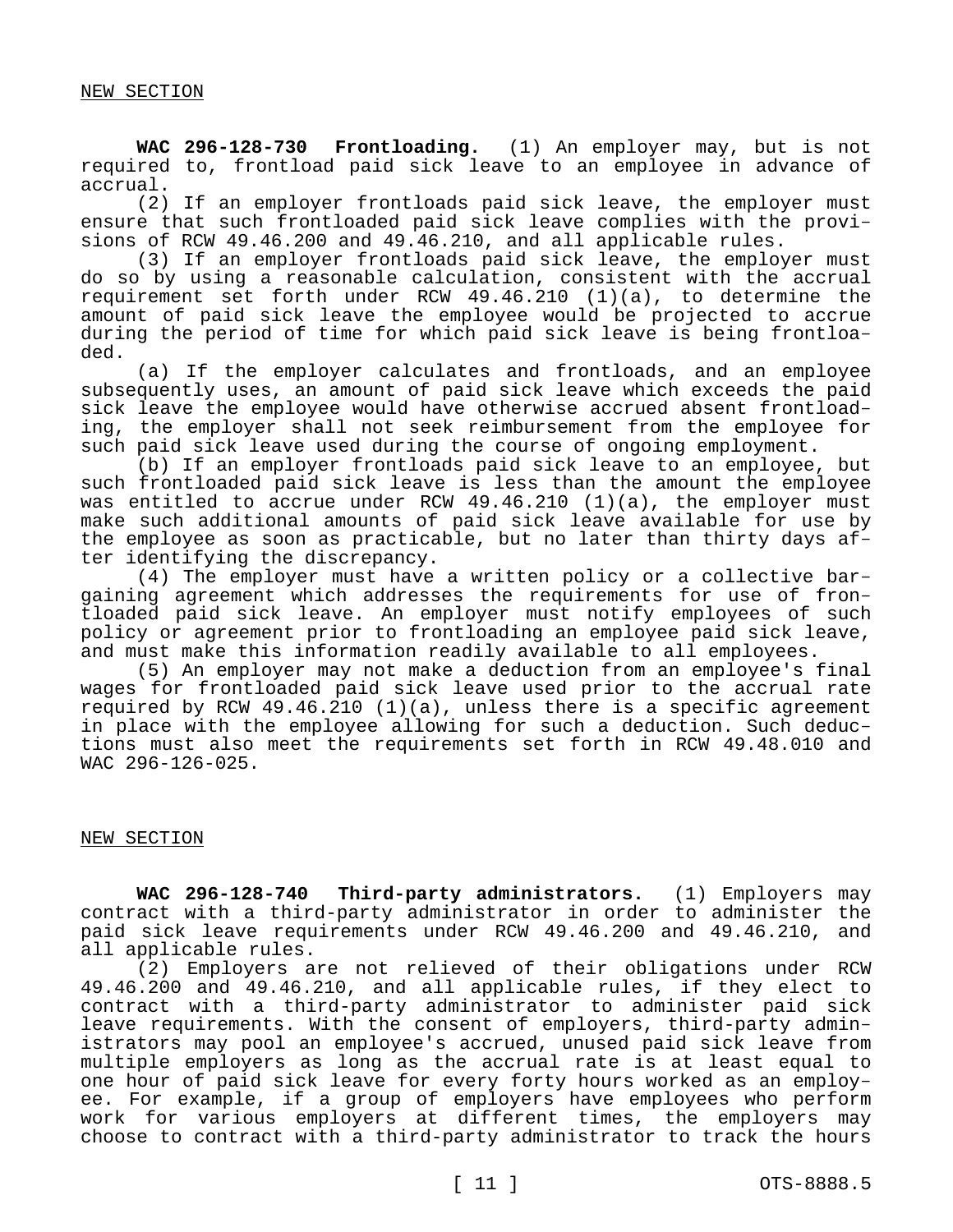NEW SECTION

**WAC 296-128-730 Frontloading.** (1) An employer may, but is not required to, frontload paid sick leave to an employee in advance of accrual.

(2) If an employer frontloads paid sick leave, the employer must ensure that such frontloaded paid sick leave complies with the provisions of RCW 49.46.200 and 49.46.210, and all applicable rules.

(3) If an employer frontloads paid sick leave, the employer must do so by using a reasonable calculation, consistent with the accrual requirement set forth under RCW 49.46.210 (1)(a), to determine the amount of paid sick leave the employee would be projected to accrue during the period of time for which paid sick leave is being frontloaded.

(a) If the employer calculates and frontloads, and an employee subsequently uses, an amount of paid sick leave which exceeds the paid sick leave the employee would have otherwise accrued absent frontloading, the employer shall not seek reimbursement from the employee for such paid sick leave used during the course of ongoing employment.

(b) If an employer frontloads paid sick leave to an employee, but such frontloaded paid sick leave is less than the amount the employee was entitled to accrue under RCW 49.46.210 (1)(a), the employer must make such additional amounts of paid sick leave available for use by the employee as soon as practicable, but no later than thirty days after identifying the discrepancy.

(4) The employer must have a written policy or a collective bargaining agreement which addresses the requirements for use of frontloaded paid sick leave. An employer must notify employees of such policy or agreement prior to frontloading an employee paid sick leave, and must make this information readily available to all employees.

(5) An employer may not make a deduction from an employee's final wages for frontloaded paid sick leave used prior to the accrual rate required by RCW 49.46.210 (1)(a), unless there is a specific agreement in place with the employee allowing for such a deduction. Such deductions must also meet the requirements set forth in RCW 49.48.010 and WAC 296-126-025.

NEW SECTION

**WAC 296-128-740 Third-party administrators.** (1) Employers may contract with a third-party administrator in order to administer the paid sick leave requirements under RCW 49.46.200 and 49.46.210, and all applicable rules.

(2) Employers are not relieved of their obligations under RCW 49.46.200 and 49.46.210, and all applicable rules, if they elect to contract with a third-party administrator to administer paid sick leave requirements. With the consent of employers, third-party administrators may pool an employee's accrued, unused paid sick leave from multiple employers as long as the accrual rate is at least equal to one hour of paid sick leave for every forty hours worked as an employee. For example, if a group of employers have employees who perform work for various employers at different times, the employers may choose to contract with a third-party administrator to track the hours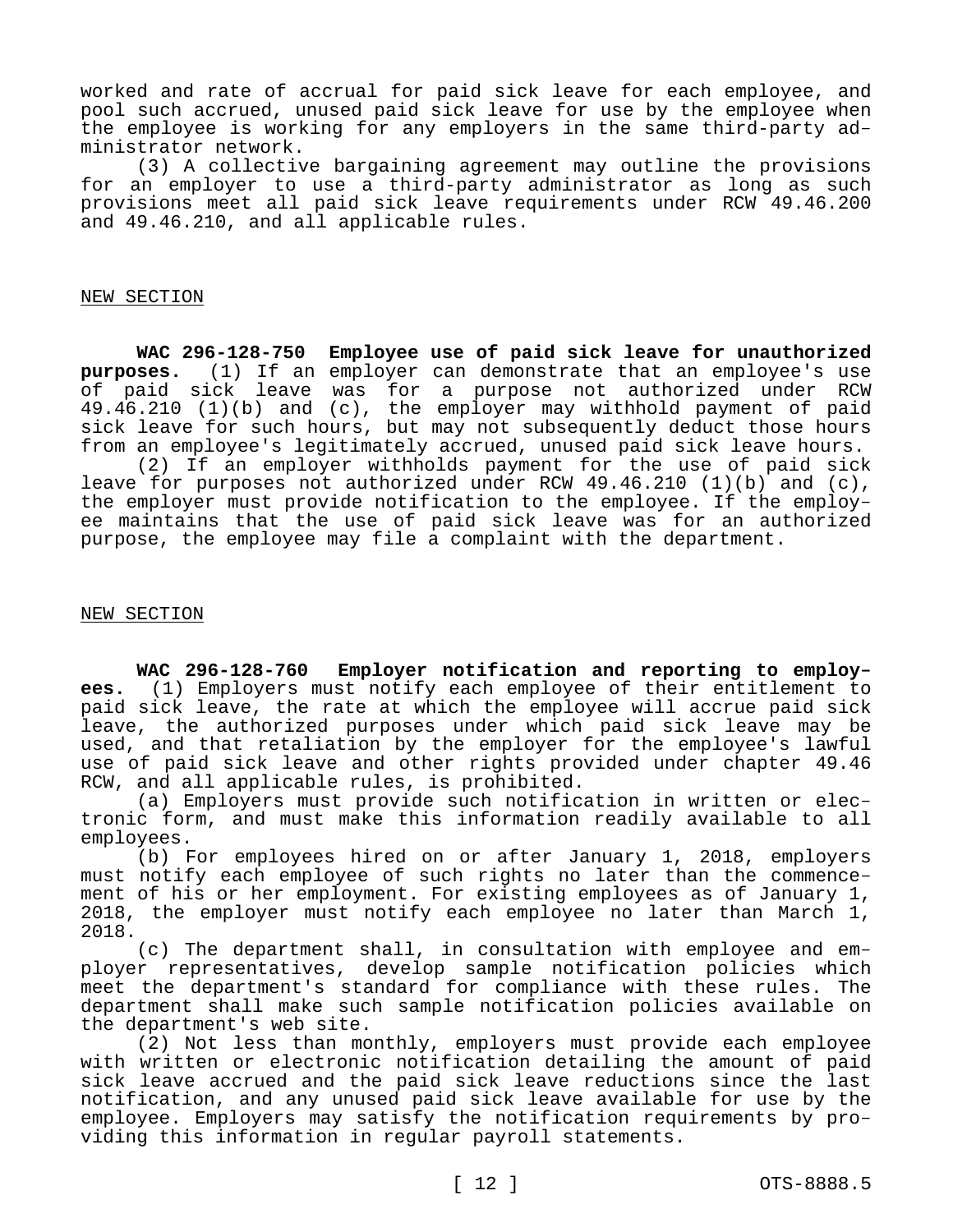worked and rate of accrual for paid sick leave for each employee, and pool such accrued, unused paid sick leave for use by the employee when the employee is working for any employers in the same third-party administrator network.

(3) A collective bargaining agreement may outline the provisions for an employer to use a third-party administrator as long as such provisions meet all paid sick leave requirements under RCW 49.46.200 and 49.46.210, and all applicable rules.

NEW SECTION

**WAC 296-128-750 Employee use of paid sick leave for unauthorized purposes.** (1) If an employer can demonstrate that an employee's use of paid sick leave was for a purpose not authorized under RCW 49.46.210 (1)(b) and (c), the employer may withhold payment of paid sick leave for such hours, but may not subsequently deduct those hours from an employee's legitimately accrued, unused paid sick leave hours.

(2) If an employer withholds payment for the use of paid sick leave for purposes not authorized under RCW 49.46.210 (1)(b) and (c), the employer must provide notification to the employee. If the employee maintains that the use of paid sick leave was for an authorized purpose, the employee may file a complaint with the department.

NEW SECTION

**WAC 296-128-760 Employer notification and reporting to employees.** (1) Employers must notify each employee of their entitlement to paid sick leave, the rate at which the employee will accrue paid sick leave, the authorized purposes under which paid sick leave may be used, and that retaliation by the employer for the employee's lawful use of paid sick leave and other rights provided under chapter 49.46 RCW, and all applicable rules, is prohibited.

(a) Employers must provide such notification in written or electronic form, and must make this information readily available to all employees.

(b) For employees hired on or after January 1, 2018, employers must notify each employee of such rights no later than the commencement of his or her employment. For existing employees as of January 1, 2018, the employer must notify each employee no later than March 1, 2018.

(c) The department shall, in consultation with employee and employer representatives, develop sample notification policies which meet the department's standard for compliance with these rules. The department shall make such sample notification policies available on the department's web site.

(2) Not less than monthly, employers must provide each employee with written or electronic notification detailing the amount of paid sick leave accrued and the paid sick leave reductions since the last notification, and any unused paid sick leave available for use by the employee. Employers may satisfy the notification requirements by providing this information in regular payroll statements.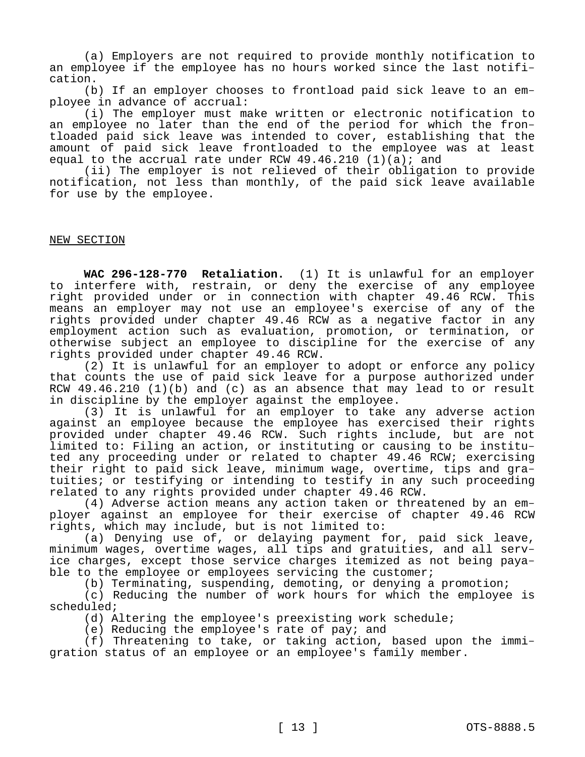(a) Employers are not required to provide monthly notification to an employee if the employee has no hours worked since the last notification.

(b) If an employer chooses to frontload paid sick leave to an employee in advance of accrual:

(i) The employer must make written or electronic notification to an employee no later than the end of the period for which the frontloaded paid sick leave was intended to cover, establishing that the amount of paid sick leave frontloaded to the employee was at least equal to the accrual rate under RCW 49.46.210 (1)(a); and

(ii) The employer is not relieved of their obligation to provide notification, not less than monthly, of the paid sick leave available for use by the employee.

NEW SECTION

**WAC 296-128-770 Retaliation.** (1) It is unlawful for an employer to interfere with, restrain, or deny the exercise of any employee right provided under or in connection with chapter 49.46 RCW. This means an employer may not use an employee's exercise of any of the rights provided under chapter 49.46 RCW as a negative factor in any employment action such as evaluation, promotion, or termination, or otherwise subject an employee to discipline for the exercise of any rights provided under chapter 49.46 RCW.

(2) It is unlawful for an employer to adopt or enforce any policy that counts the use of paid sick leave for a purpose authorized under RCW 49.46.210 (1)(b) and (c) as an absence that may lead to or result in discipline by the employer against the employee.

(3) It is unlawful for an employer to take any adverse action against an employee because the employee has exercised their rights provided under chapter 49.46 RCW. Such rights include, but are not limited to: Filing an action, or instituting or causing to be instituted any proceeding under or related to chapter 49.46 RCW; exercising their right to paid sick leave, minimum wage, overtime, tips and gratuities; or testifying or intending to testify in any such proceeding related to any rights provided under chapter 49.46 RCW.

(4) Adverse action means any action taken or threatened by an employer against an employee for their exercise of chapter 49.46 RCW rights, which may include, but is not limited to:

(a) Denying use of, or delaying payment for, paid sick leave, minimum wages, overtime wages, all tips and gratuities, and all service charges, except those service charges itemized as not being payable to the employee or employees servicing the customer;

(b) Terminating, suspending, demoting, or denying a promotion;

(c) Reducing the number of work hours for which the employee is scheduled;

(d) Altering the employee's preexisting work schedule;

(e) Reducing the employee's rate of pay; and

(f) Threatening to take, or taking action, based upon the immigration status of an employee or an employee's family member.